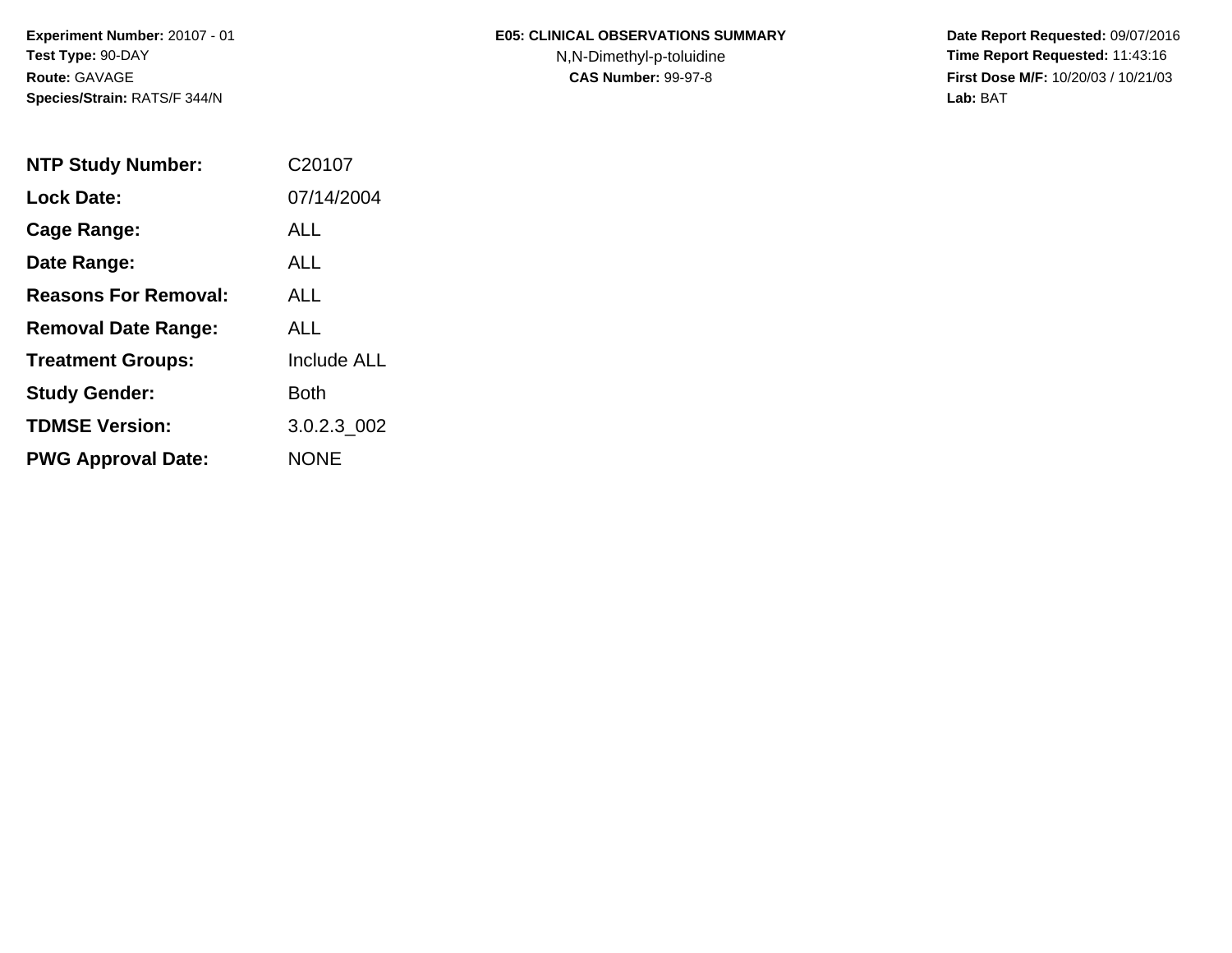**Experiment Number:** 20107 - 01
**Test Type:** 90-DAY
**Route:** GAVAGE
**Species/Strain:** RATS/F 344/N

**E05: CLINICAL OBSERVATIONS SUMMARY**
N,N-Dimethyl-p-toluidine
**CAS Number:** 99-97-8

**Date Report Requested:** 09/07/2016
**Time Report Requested:** 11:43:16
**First Dose M/F:** 10/20/03 / 10/21/03
**Lab:** BAT

| | |
|---|---|
| **NTP Study Number:** | C20107 |
| **Lock Date:** | 07/14/2004 |
| **Cage Range:** | ALL |
| **Date Range:** | ALL |
| **Reasons For Removal:** | ALL |
| **Removal Date Range:** | ALL |
| **Treatment Groups:** | Include ALL |
| **Study Gender:** | Both |
| **TDMSE Version:** | 3.0.2.3_002 |
| **PWG Approval Date:** | NONE |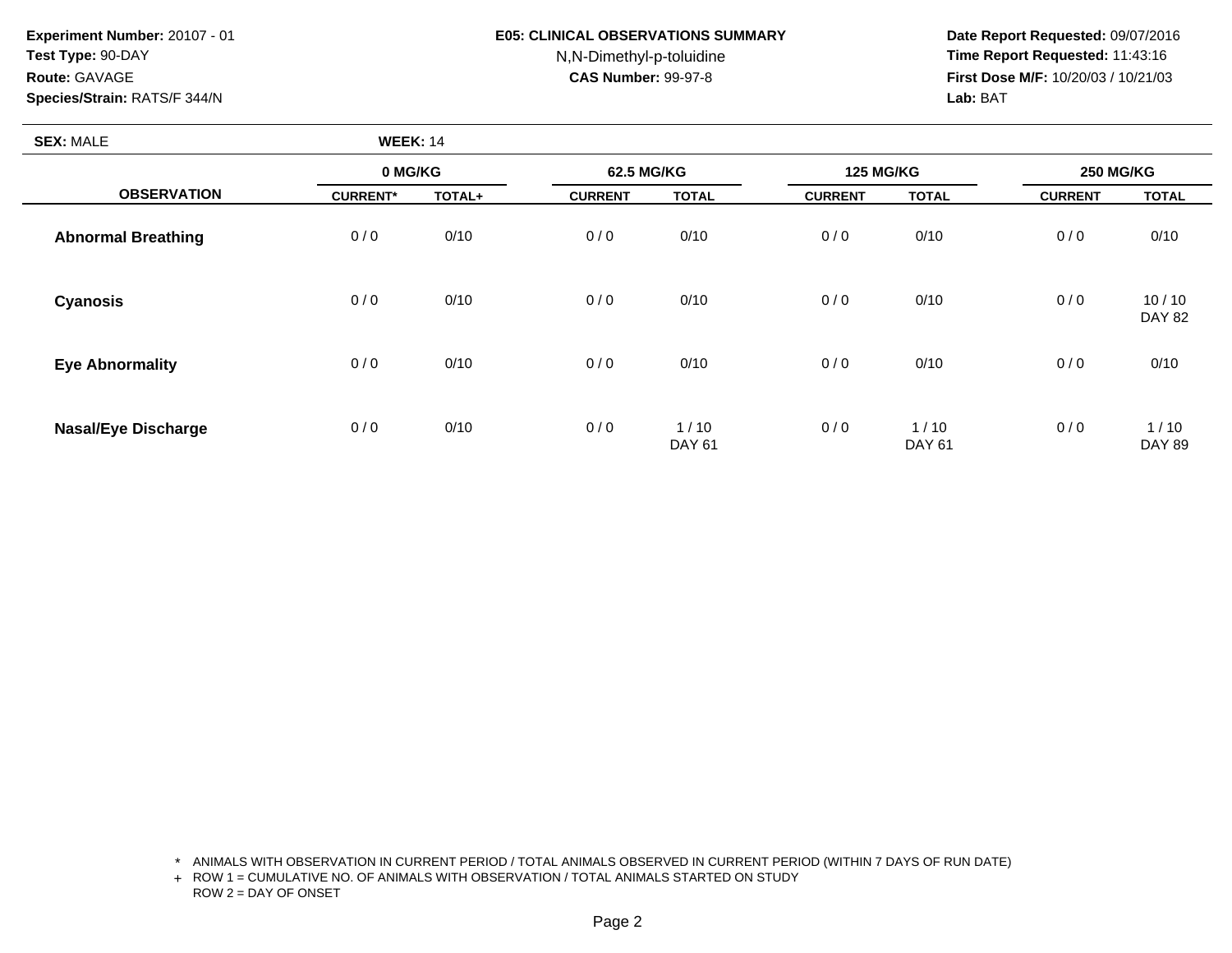**Experiment Number:** 20107 - 01
**Test Type:** 90-DAY
**Route:** GAVAGE
**Species/Strain:** RATS/F 344/N

**E05: CLINICAL OBSERVATIONS SUMMARY**
N,N-Dimethyl-p-toluidine
**CAS Number:** 99-97-8

**Date Report Requested:** 09/07/2016
**Time Report Requested:** 11:43:16
**First Dose M/F:** 10/20/03 / 10/21/03
**Lab:** BAT

**SEX:** MALE **WEEK:** 14

| | 0 MG/KG | | 62.5 MG/KG | | 125 MG/KG | | 250 MG/KG | |
|---|---|---|---|---|---|---|---|---|
| **OBSERVATION** | **CURRENT*** | **TOTAL+** | **CURRENT** | **TOTAL** | **CURRENT** | **TOTAL** | **CURRENT** | **TOTAL** |
| **Abnormal Breathing** | 0 / 0 | 0/10 | 0 / 0 | 0/10 | 0 / 0 | 0/10 | 0 / 0 | 0/10 |
| **Cyanosis** | 0 / 0 | 0/10 | 0 / 0 | 0/10 | 0 / 0 | 0/10 | 0 / 0 | 10 / 10<br>DAY 82 |
| **Eye Abnormality** | 0 / 0 | 0/10 | 0 / 0 | 0/10 | 0 / 0 | 0/10 | 0 / 0 | 0/10 |
| **Nasal/Eye Discharge** | 0 / 0 | 0/10 | 0 / 0 | 1 / 10<br>DAY 61 | 0 / 0 | 1 / 10<br>DAY 61 | 0 / 0 | 1 / 10<br>DAY 89 |

\* ANIMALS WITH OBSERVATION IN CURRENT PERIOD / TOTAL ANIMALS OBSERVED IN CURRENT PERIOD (WITHIN 7 DAYS OF RUN DATE)

\+ ROW 1 = CUMULATIVE NO. OF ANIMALS WITH OBSERVATION / TOTAL ANIMALS STARTED ON STUDY
ROW 2 = DAY OF ONSET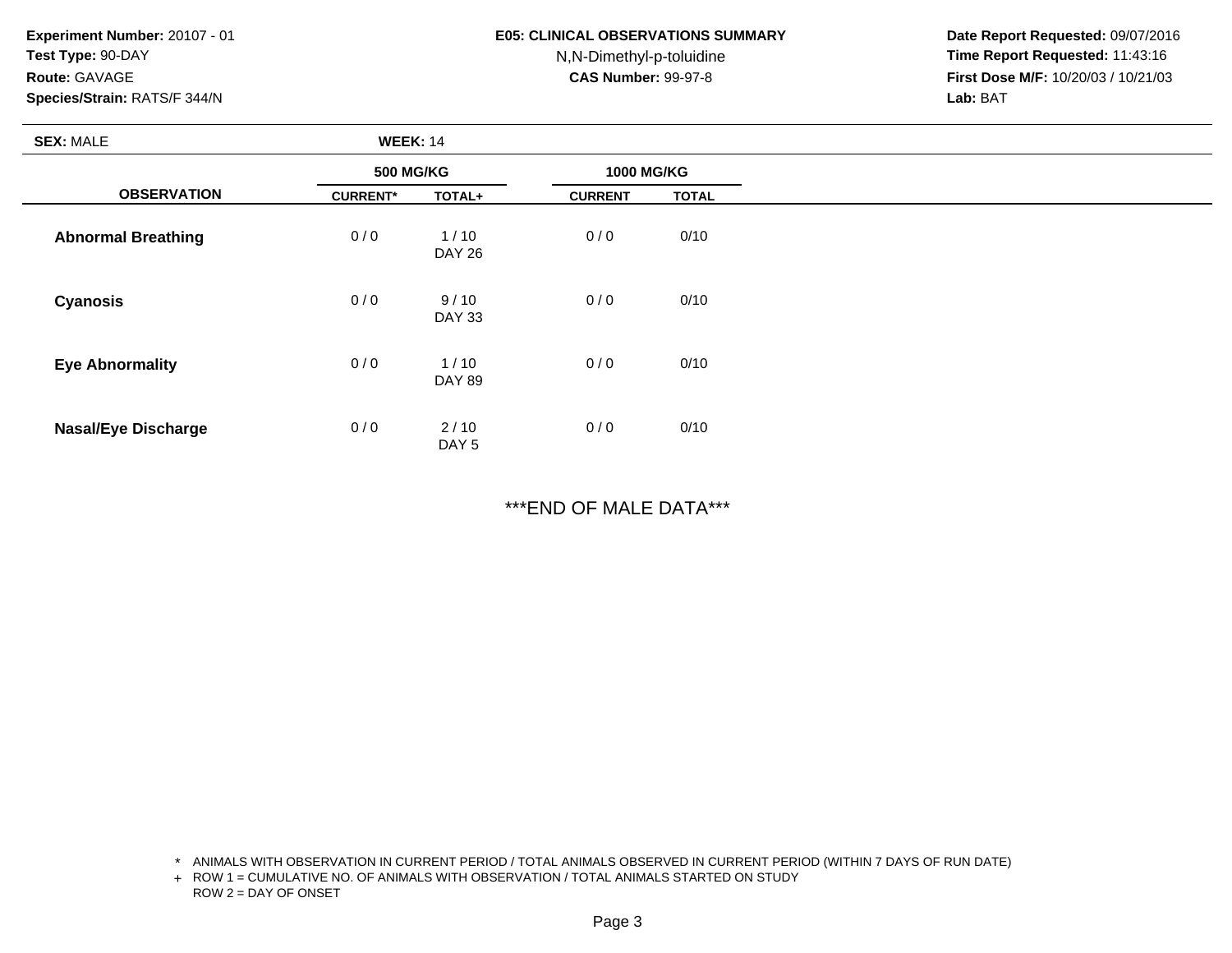**Experiment Number:** 20107 - 01
**Test Type:** 90-DAY
**Route:** GAVAGE
**Species/Strain:** RATS/F 344/N

**E05: CLINICAL OBSERVATIONS SUMMARY**
N,N-Dimethyl-p-toluidine
**CAS Number:** 99-97-8

**Date Report Requested:** 09/07/2016
**Time Report Requested:** 11:43:16
**First Dose M/F:** 10/20/03 / 10/21/03
**Lab:** BAT

**SEX:** MALE **WEEK:** 14

| OBSERVATION | 500 MG/KG | | 1000 MG/KG | |
|---|---|---|---|---|
| | CURRENT* | TOTAL+ | CURRENT | TOTAL |
| **Abnormal Breathing** | 0 / 0 | 1 / 10<br>DAY 26 | 0 / 0 | 0/10 |
| **Cyanosis** | 0 / 0 | 9 / 10<br>DAY 33 | 0 / 0 | 0/10 |
| **Eye Abnormality** | 0 / 0 | 1 / 10<br>DAY 89 | 0 / 0 | 0/10 |
| **Nasal/Eye Discharge** | 0 / 0 | 2 / 10<br>DAY 5 | 0 / 0 | 0/10 |

***END OF MALE DATA***

\* ANIMALS WITH OBSERVATION IN CURRENT PERIOD / TOTAL ANIMALS OBSERVED IN CURRENT PERIOD (WITHIN 7 DAYS OF RUN DATE)
\+ ROW 1 = CUMULATIVE NO. OF ANIMALS WITH OBSERVATION / TOTAL ANIMALS STARTED ON STUDY
ROW 2 = DAY OF ONSET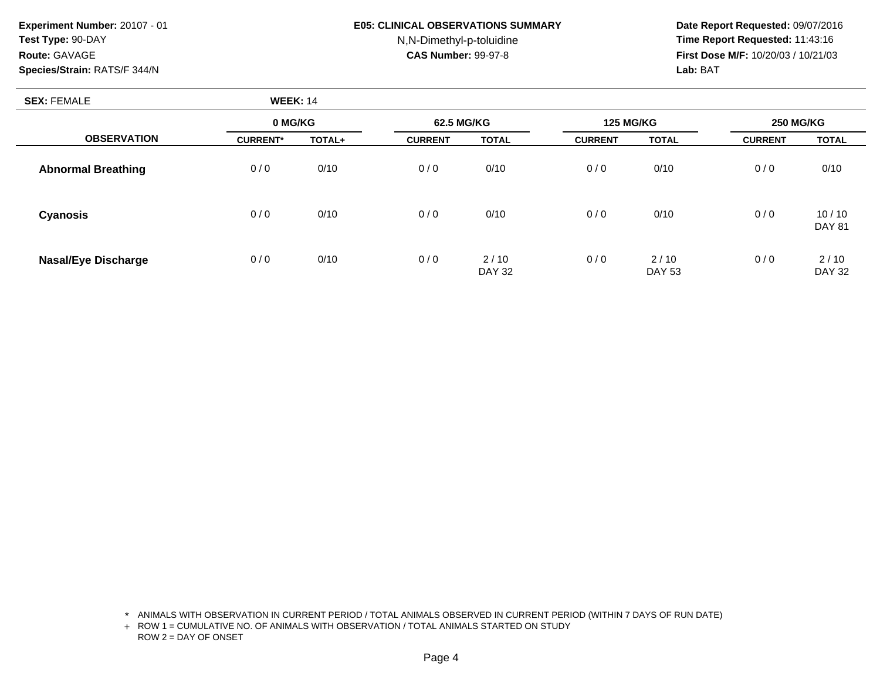**Experiment Number:** 20107 - 01
**Test Type:** 90-DAY
**Route:** GAVAGE
**Species/Strain:** RATS/F 344/N

**E05: CLINICAL OBSERVATIONS SUMMARY**
N,N-Dimethyl-p-toluidine
**CAS Number:** 99-97-8

**Date Report Requested:** 09/07/2016
**Time Report Requested:** 11:43:16
**First Dose M/F:** 10/20/03 / 10/21/03
**Lab:** BAT

**SEX:** FEMALE **WEEK:** 14

| OBSERVATION | 0 MG/KG | | 62.5 MG/KG | | 125 MG/KG | | 250 MG/KG | |
|---|---|---|---|---|---|---|---|---|
| | CURRENT* | TOTAL+ | CURRENT | TOTAL | CURRENT | TOTAL | CURRENT | TOTAL |
| Abnormal Breathing | 0 / 0 | 0/10 | 0 / 0 | 0/10 | 0 / 0 | 0/10 | 0 / 0 | 0/10 |
| Cyanosis | 0 / 0 | 0/10 | 0 / 0 | 0/10 | 0 / 0 | 0/10 | 0 / 0 | 10 / 10<br>DAY 81 |
| Nasal/Eye Discharge | 0 / 0 | 0/10 | 0 / 0 | 2 / 10<br>DAY 32 | 0 / 0 | 2 / 10<br>DAY 53 | 0 / 0 | 2 / 10<br>DAY 32 |

\* ANIMALS WITH OBSERVATION IN CURRENT PERIOD / TOTAL ANIMALS OBSERVED IN CURRENT PERIOD (WITHIN 7 DAYS OF RUN DATE)
\+ ROW 1 = CUMULATIVE NO. OF ANIMALS WITH OBSERVATION / TOTAL ANIMALS STARTED ON STUDY
ROW 2 = DAY OF ONSET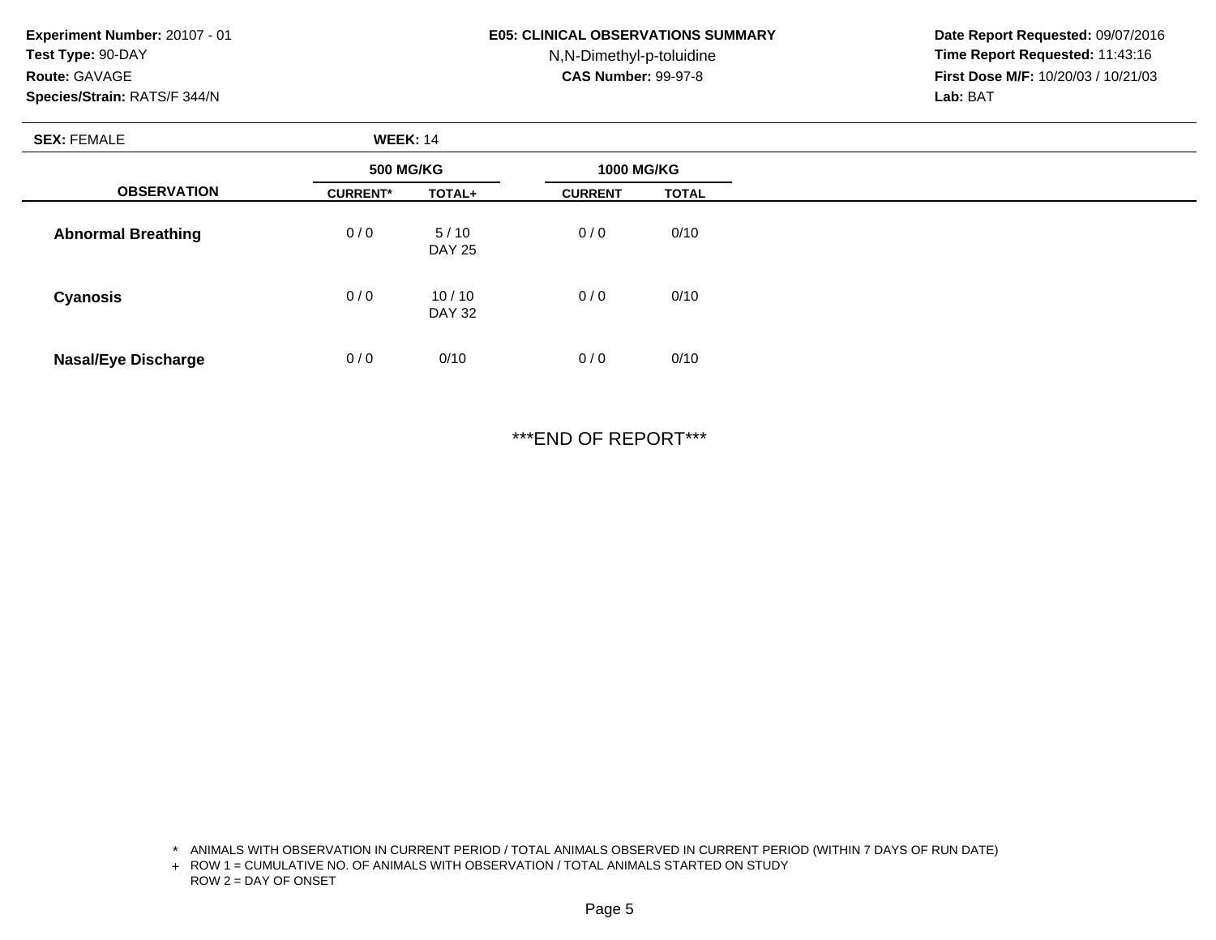**Experiment Number:** 20107 - 01
**Test Type:** 90-DAY
**Route:** GAVAGE
**Species/Strain:** RATS/F 344/N

**E05: CLINICAL OBSERVATIONS SUMMARY**
N,N-Dimethyl-p-toluidine
**CAS Number:** 99-97-8

**Date Report Requested:** 09/07/2016
**Time Report Requested:** 11:43:16
**First Dose M/F:** 10/20/03 / 10/21/03
**Lab:** BAT

**SEX:** FEMALE **WEEK:** 14

| OBSERVATION | 500 MG/KG | | 1000 MG/KG | |
|---|---|---|---|---|
| | CURRENT* | TOTAL+ | CURRENT | TOTAL |
| **Abnormal Breathing** | 0 / 0 | 5 / 10<br>DAY 25 | 0 / 0 | 0/10 |
| **Cyanosis** | 0 / 0 | 10 / 10<br>DAY 32 | 0 / 0 | 0/10 |
| **Nasal/Eye Discharge** | 0 / 0 | 0/10 | 0 / 0 | 0/10 |

***END OF REPORT***

\* ANIMALS WITH OBSERVATION IN CURRENT PERIOD / TOTAL ANIMALS OBSERVED IN CURRENT PERIOD (WITHIN 7 DAYS OF RUN DATE)
+ ROW 1 = CUMULATIVE NO. OF ANIMALS WITH OBSERVATION / TOTAL ANIMALS STARTED ON STUDY
ROW 2 = DAY OF ONSET